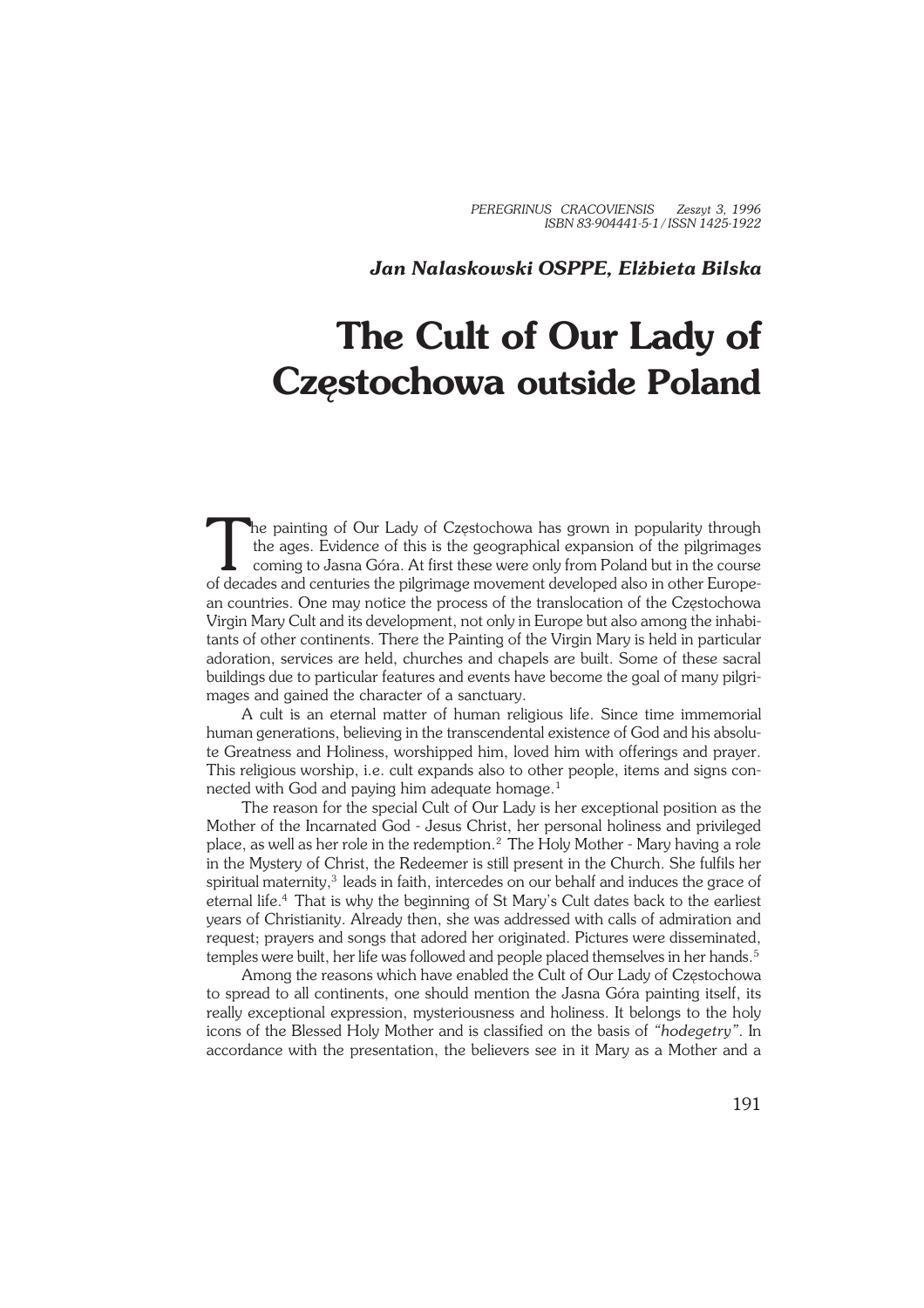*Jan Nalaskowski OSPPE, Elżbieta Bilska*

# The Cult of Our Lady of Częstochowa outside Poland

The painting of Our Lady of Częstochowa has grown in popularity through the ages. Evidence of this is the geographical expansion of the pilgrimages coming to Jasna Góra. At first these were only from Poland but in the course of decades and centuries the pilgrimage movement developed also in other European countries. One may notice the process of the translocation of the Częstochowa Virgin Mary Cult and its development, not only in Europe but also among the inhabitants of other continents. There the Painting of the Virgin Mary is held in particular adoration, services are held, churches and chapels are built. Some of these sacral buildings due to particular features and events have become the goal of many pilgrimages and gained the character of a sanctuary.

A cult is an eternal matter of human religious life. Since time immemorial human generations, believing in the transcendental existence of God and his absolute Greatness and Holiness, worshipped him, loved him with offerings and prayer. This religious worship, i.e. cult expands also to other people, items and signs connected with God and paying him adequate homage.[1]

The reason for the special Cult of Our Lady is her exceptional position as the Mother of the Incarnated God - Jesus Christ, her personal holiness and privileged place, as well as her role in the redemption.[2] The Holy Mother - Mary having a role in the Mystery of Christ, the Redeemer is still present in the Church. She fulfils her spiritual maternity,[3] leads in faith, intercedes on our behalf and induces the grace of eternal life.[4] That is why the beginning of St Mary's Cult dates back to the earliest years of Christianity. Already then, she was addressed with calls of admiration and request; prayers and songs that adored her originated. Pictures were disseminated, temples were built, her life was followed and people placed themselves in her hands.[5]

Among the reasons which have enabled the Cult of Our Lady of Częstochowa to spread to all continents, one should mention the Jasna Góra painting itself, its really exceptional expression, mysteriousness and holiness. It belongs to the holy icons of the Blessed Holy Mother and is classified on the basis of *"hodegetry"*. In accordance with the presentation, the believers see in it Mary as a Mother and a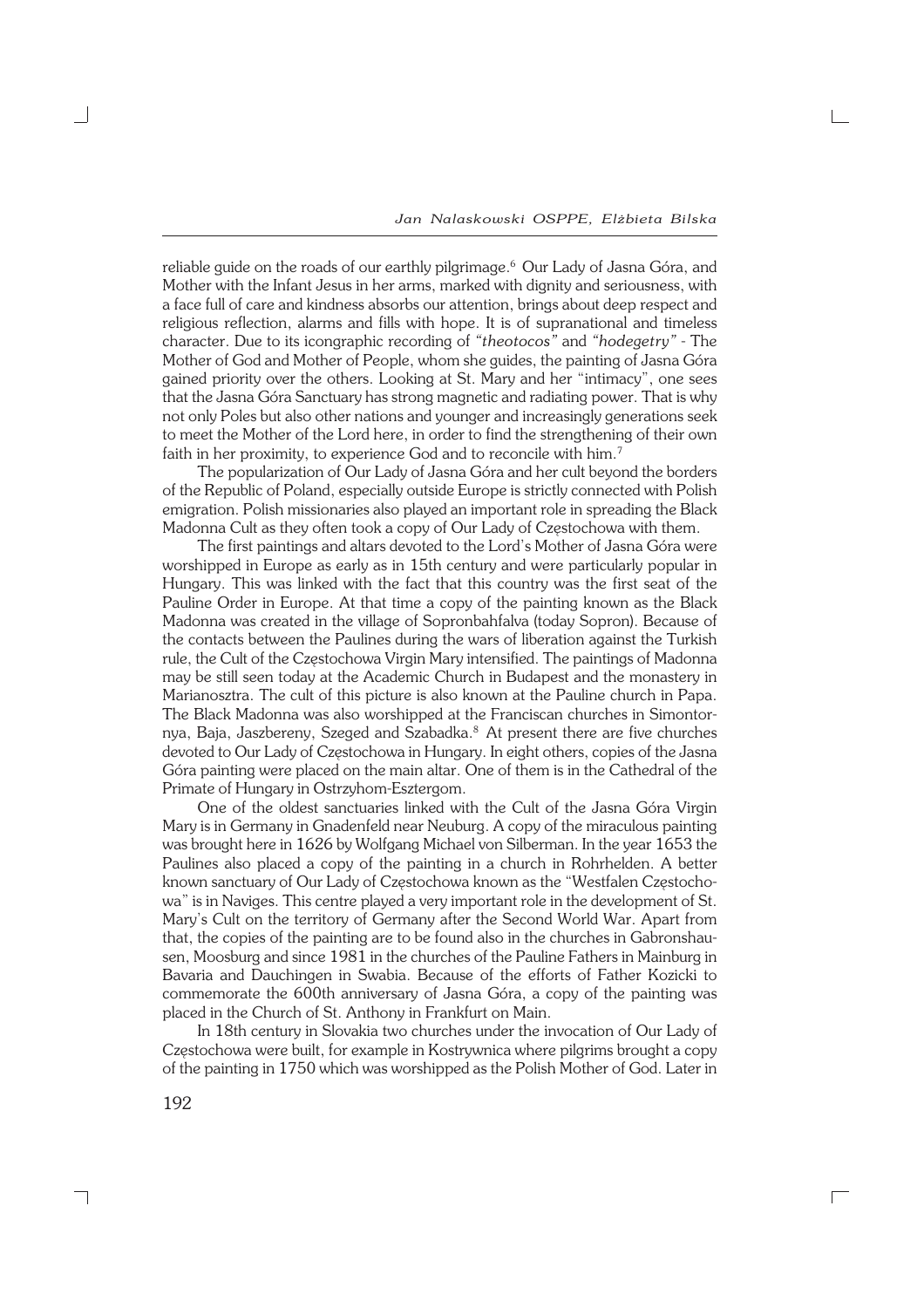reliable guide on the roads of our earthly pilgrimage.[6] Our Lady of Jasna Góra, and Mother with the Infant Jesus in her arms, marked with dignity and seriousness, with a face full of care and kindness absorbs our attention, brings about deep respect and religious reflection, alarms and fills with hope. It is of supranational and timeless character. Due to its icongraphic recording of *"theotocos"* and *"hodegetry"* - The Mother of God and Mother of People, whom she guides, the painting of Jasna Góra gained priority over the others. Looking at St. Mary and her "intimacy", one sees that the Jasna Góra Sanctuary has strong magnetic and radiating power. That is why not only Poles but also other nations and younger and increasingly generations seek to meet the Mother of the Lord here, in order to find the strengthening of their own faith in her proximity, to experience God and to reconcile with him.[7]

The popularization of Our Lady of Jasna Góra and her cult beyond the borders of the Republic of Poland, especially outside Europe is strictly connected with Polish emigration. Polish missionaries also played an important role in spreading the Black Madonna Cult as they often took a copy of Our Lady of Częstochowa with them.

The first paintings and altars devoted to the Lord's Mother of Jasna Góra were worshipped in Europe as early as in 15th century and were particularly popular in Hungary. This was linked with the fact that this country was the first seat of the Pauline Order in Europe. At that time a copy of the painting known as the Black Madonna was created in the village of Sopronbahfalva (today Sopron). Because of the contacts between the Paulines during the wars of liberation against the Turkish rule, the Cult of the Częstochowa Virgin Mary intensified. The paintings of Madonna may be still seen today at the Academic Church in Budapest and the monastery in Marianosztra. The cult of this picture is also known at the Pauline church in Papa. The Black Madonna was also worshipped at the Franciscan churches in Simontornya, Baja, Jaszbereny, Szeged and Szabadka.[8] At present there are five churches devoted to Our Lady of Częstochowa in Hungary. In eight others, copies of the Jasna Góra painting were placed on the main altar. One of them is in the Cathedral of the Primate of Hungary in Ostrzyhom-Esztergom.

One of the oldest sanctuaries linked with the Cult of the Jasna Góra Virgin Mary is in Germany in Gnadenfeld near Neuburg. A copy of the miraculous painting was brought here in 1626 by Wolfgang Michael von Silberman. In the year 1653 the Paulines also placed a copy of the painting in a church in Rohrhelden. A better known sanctuary of Our Lady of Częstochowa known as the "Westfalen Częstochowa" is in Naviges. This centre played a very important role in the development of St. Mary's Cult on the territory of Germany after the Second World War. Apart from that, the copies of the painting are to be found also in the churches in Gabronshausen, Moosburg and since 1981 in the churches of the Pauline Fathers in Mainburg in Bavaria and Dauchingen in Swabia. Because of the efforts of Father Kozicki to commemorate the 600th anniversary of Jasna Góra, a copy of the painting was placed in the Church of St. Anthony in Frankfurt on Main.

In 18th century in Slovakia two churches under the invocation of Our Lady of Częstochowa were built, for example in Kostrywnica where pilgrims brought a copy of the painting in 1750 which was worshipped as the Polish Mother of God. Later in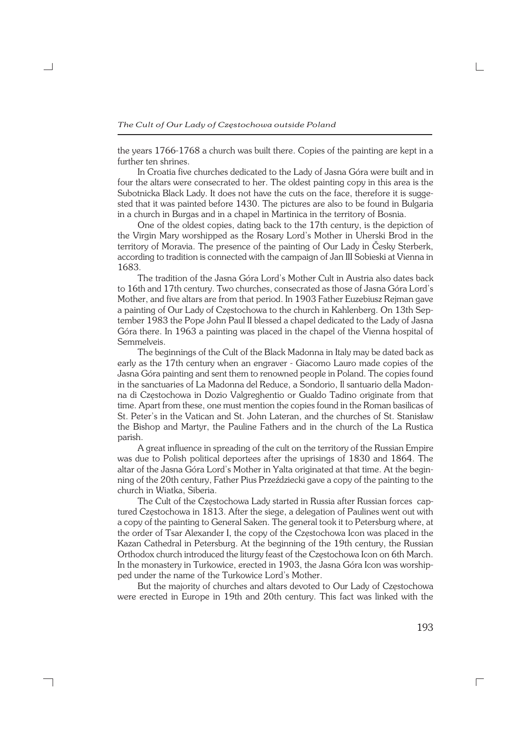the years 1766-1768 a church was built there. Copies of the painting are kept in a further ten shrines.

In Croatia five churches dedicated to the Lady of Jasna Góra were built and in four the altars were consecrated to her. The oldest painting copy in this area is the Subotnicka Black Lady. It does not have the cuts on the face, therefore it is suggested that it was painted before 1430. The pictures are also to be found in Bulgaria in a church in Burgas and in a chapel in Martinica in the territory of Bosnia.

One of the oldest copies, dating back to the 17th century, is the depiction of the Virgin Mary worshipped as the Rosary Lord's Mother in Uherski Brod in the territory of Moravia. The presence of the painting of Our Lady in Česky Sterberk, according to tradition is connected with the campaign of Jan III Sobieski at Vienna in 1683.

The tradition of the Jasna Góra Lord's Mother Cult in Austria also dates back to 16th and 17th century. Two churches, consecrated as those of Jasna Góra Lord's Mother, and five altars are from that period. In 1903 Father Euzebiusz Rejman gave a painting of Our Lady of Częstochowa to the church in Kahlenberg. On 13th September 1983 the Pope John Paul II blessed a chapel dedicated to the Lady of Jasna Góra there. In 1963 a painting was placed in the chapel of the Vienna hospital of Semmelveis.

The beginnings of the Cult of the Black Madonna in Italy may be dated back as early as the 17th century when an engraver - Giacomo Lauro made copies of the Jasna Góra painting and sent them to renowned people in Poland. The copies found in the sanctuaries of La Madonna del Reduce, a Sondorio, Il santuario della Madonna di Częstochowa in Dozio Valgreghentio or Gualdo Tadino originate from that time. Apart from these, one must mention the copies found in the Roman basilicas of St. Peter's in the Vatican and St. John Lateran, and the churches of St. Stanisław the Bishop and Martyr, the Pauline Fathers and in the church of the La Rustica parish.

A great influence in spreading of the cult on the territory of the Russian Empire was due to Polish political deportees after the uprisings of 1830 and 1864. The altar of the Jasna Góra Lord's Mother in Yalta originated at that time. At the beginning of the 20th century, Father Pius Przeździecki gave a copy of the painting to the church in Wiatka, Siberia.

The Cult of the Częstochowa Lady started in Russia after Russian forces captured Częstochowa in 1813. After the siege, a delegation of Paulines went out with a copy of the painting to General Saken. The general took it to Petersburg where, at the order of Tsar Alexander I, the copy of the Częstochowa Icon was placed in the Kazan Cathedral in Petersburg. At the beginning of the 19th century, the Russian Orthodox church introduced the liturgy feast of the Częstochowa Icon on 6th March. In the monastery in Turkowice, erected in 1903, the Jasna Góra Icon was worshipped under the name of the Turkowice Lord's Mother.

But the majority of churches and altars devoted to Our Lady of Częstochowa were erected in Europe in 19th and 20th century. This fact was linked with the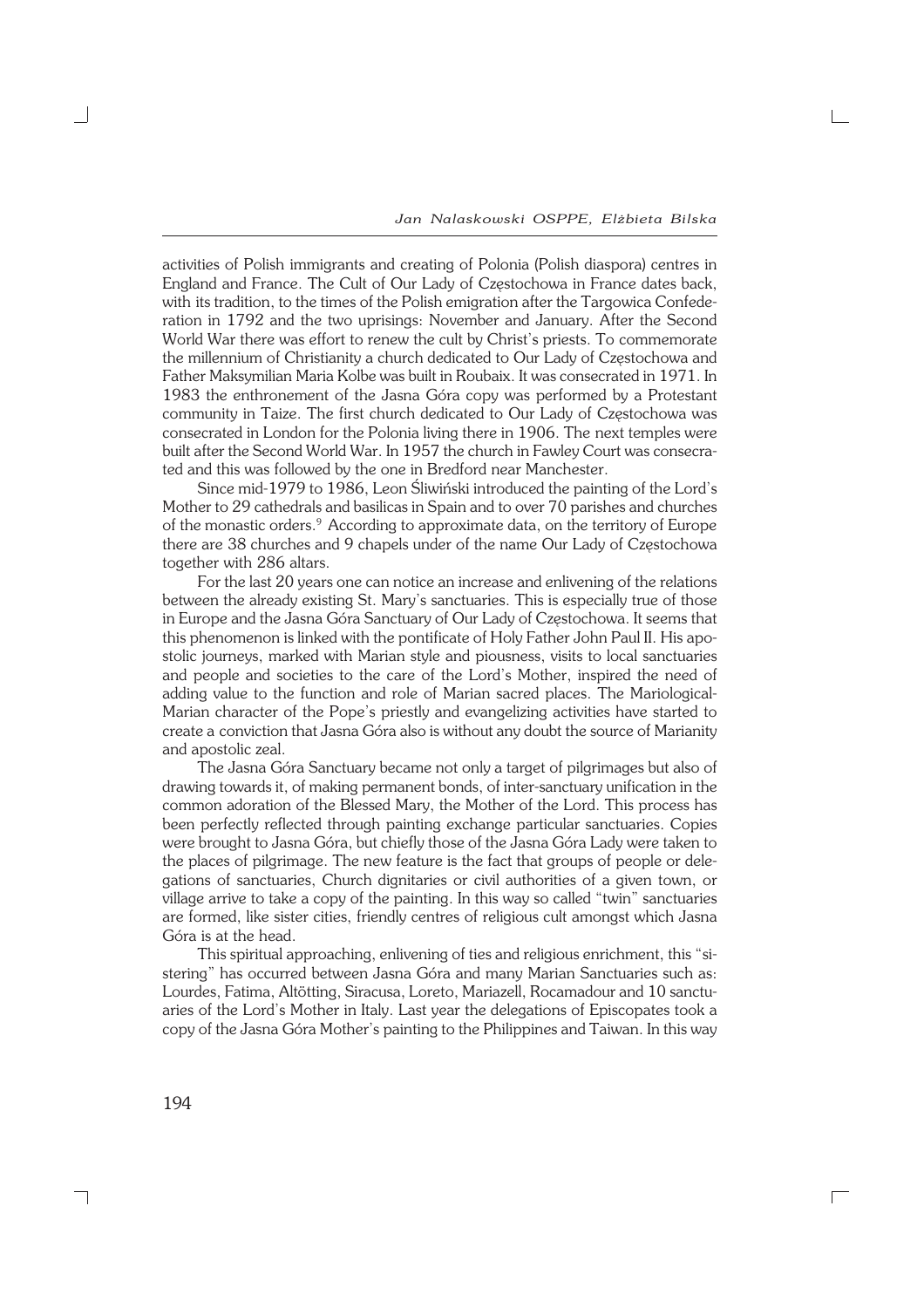activities of Polish immigrants and creating of Polonia (Polish diaspora) centres in England and France. The Cult of Our Lady of Częstochowa in France dates back, with its tradition, to the times of the Polish emigration after the Targowica Confederation in 1792 and the two uprisings: November and January. After the Second World War there was effort to renew the cult by Christ's priests. To commemorate the millennium of Christianity a church dedicated to Our Lady of Częstochowa and Father Maksymilian Maria Kolbe was built in Roubaix. It was consecrated in 1971. In 1983 the enthronement of the Jasna Góra copy was performed by a Protestant community in Taize. The first church dedicated to Our Lady of Częstochowa was consecrated in London for the Polonia living there in 1906. The next temples were built after the Second World War. In 1957 the church in Fawley Court was consecrated and this was followed by the one in Bredford near Manchester.

Since mid-1979 to 1986, Leon Śliwiński introduced the painting of the Lord's Mother to 29 cathedrals and basilicas in Spain and to over 70 parishes and churches of the monastic orders.[9] According to approximate data, on the territory of Europe there are 38 churches and 9 chapels under of the name Our Lady of Częstochowa together with 286 altars.

For the last 20 years one can notice an increase and enlivening of the relations between the already existing St. Mary's sanctuaries. This is especially true of those in Europe and the Jasna Góra Sanctuary of Our Lady of Częstochowa. It seems that this phenomenon is linked with the pontificate of Holy Father John Paul II. His apostolic journeys, marked with Marian style and piousness, visits to local sanctuaries and people and societies to the care of the Lord's Mother, inspired the need of adding value to the function and role of Marian sacred places. The Mariological-Marian character of the Pope's priestly and evangelizing activities have started to create a conviction that Jasna Góra also is without any doubt the source of Marianity and apostolic zeal.

The Jasna Góra Sanctuary became not only a target of pilgrimages but also of drawing towards it, of making permanent bonds, of inter-sanctuary unification in the common adoration of the Blessed Mary, the Mother of the Lord. This process has been perfectly reflected through painting exchange particular sanctuaries. Copies were brought to Jasna Góra, but chiefly those of the Jasna Góra Lady were taken to the places of pilgrimage. The new feature is the fact that groups of people or delegations of sanctuaries, Church dignitaries or civil authorities of a given town, or village arrive to take a copy of the painting. In this way so called "twin" sanctuaries are formed, like sister cities, friendly centres of religious cult amongst which Jasna Góra is at the head.

This spiritual approaching, enlivening of ties and religious enrichment, this "sistering" has occurred between Jasna Góra and many Marian Sanctuaries such as: Lourdes, Fatima, Altötting, Siracusa, Loreto, Mariazell, Rocamadour and 10 sanctuaries of the Lord's Mother in Italy. Last year the delegations of Episcopates took a copy of the Jasna Góra Mother's painting to the Philippines and Taiwan. In this way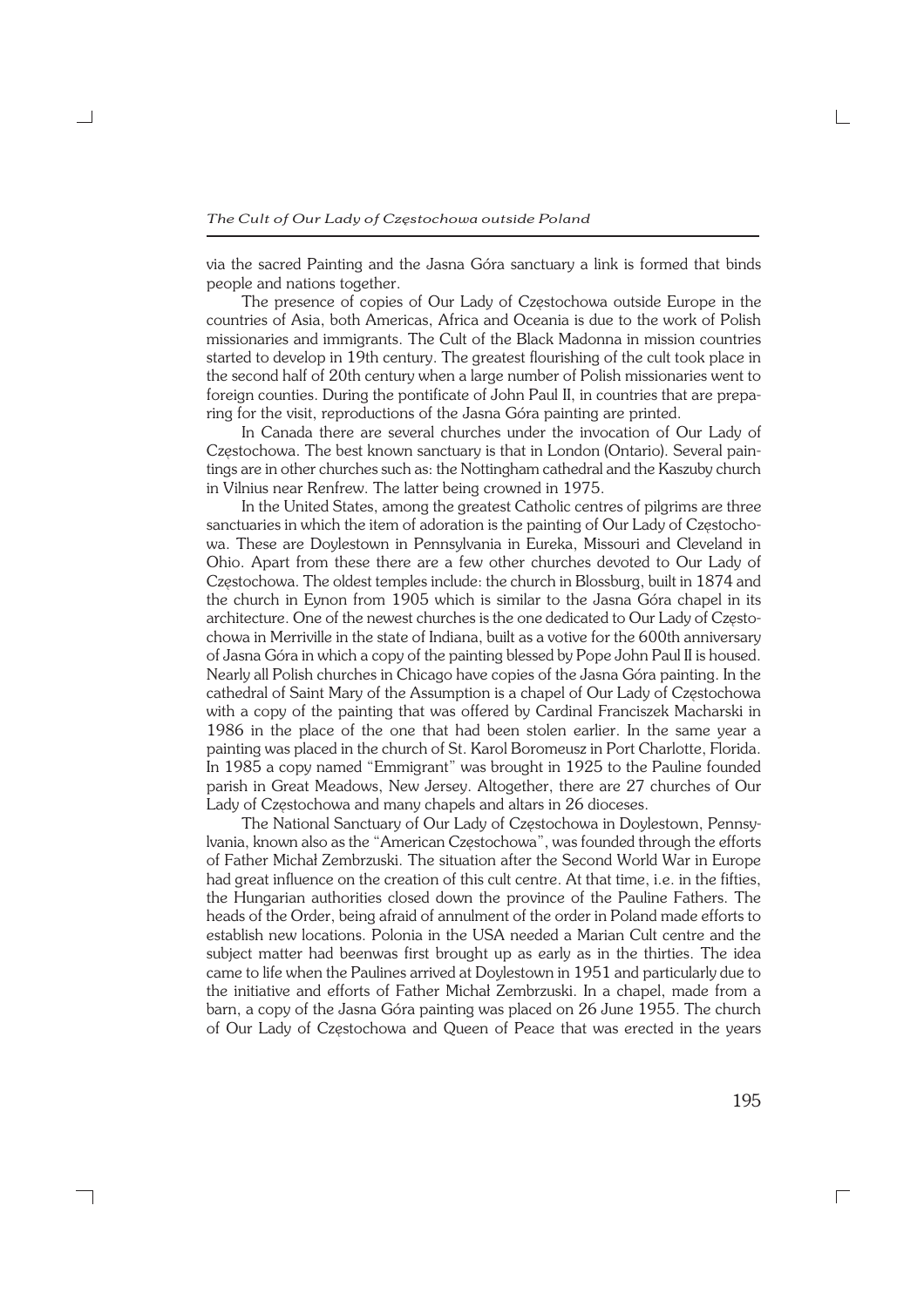via the sacred Painting and the Jasna Góra sanctuary a link is formed that binds people and nations together.

The presence of copies of Our Lady of Częstochowa outside Europe in the countries of Asia, both Americas, Africa and Oceania is due to the work of Polish missionaries and immigrants. The Cult of the Black Madonna in mission countries started to develop in 19th century. The greatest flourishing of the cult took place in the second half of 20th century when a large number of Polish missionaries went to foreign counties. During the pontificate of John Paul II, in countries that are preparing for the visit, reproductions of the Jasna Góra painting are printed.

In Canada there are several churches under the invocation of Our Lady of Częstochowa. The best known sanctuary is that in London (Ontario). Several paintings are in other churches such as: the Nottingham cathedral and the Kaszuby church in Vilnius near Renfrew. The latter being crowned in 1975.

In the United States, among the greatest Catholic centres of pilgrims are three sanctuaries in which the item of adoration is the painting of Our Lady of Częstochowa. These are Doylestown in Pennsylvania in Eureka, Missouri and Cleveland in Ohio. Apart from these there are a few other churches devoted to Our Lady of Częstochowa. The oldest temples include: the church in Blossburg, built in 1874 and the church in Eynon from 1905 which is similar to the Jasna Góra chapel in its architecture. One of the newest churches is the one dedicated to Our Lady of Częstochowa in Merriville in the state of Indiana, built as a votive for the 600th anniversary of Jasna Góra in which a copy of the painting blessed by Pope John Paul II is housed. Nearly all Polish churches in Chicago have copies of the Jasna Góra painting. In the cathedral of Saint Mary of the Assumption is a chapel of Our Lady of Częstochowa with a copy of the painting that was offered by Cardinal Franciszek Macharski in 1986 in the place of the one that had been stolen earlier. In the same year a painting was placed in the church of St. Karol Boromeusz in Port Charlotte, Florida. In 1985 a copy named "Emmigrant" was brought in 1925 to the Pauline founded parish in Great Meadows, New Jersey. Altogether, there are 27 churches of Our Lady of Częstochowa and many chapels and altars in 26 dioceses.

The National Sanctuary of Our Lady of Częstochowa in Doylestown, Pennsylvania, known also as the "American Częstochowa", was founded through the efforts of Father Michał Zembrzuski. The situation after the Second World War in Europe had great influence on the creation of this cult centre. At that time, i.e. in the fifties, the Hungarian authorities closed down the province of the Pauline Fathers. The heads of the Order, being afraid of annulment of the order in Poland made efforts to establish new locations. Polonia in the USA needed a Marian Cult centre and the subject matter had beenwas first brought up as early as in the thirties. The idea came to life when the Paulines arrived at Doylestown in 1951 and particularly due to the initiative and efforts of Father Michał Zembrzuski. In a chapel, made from a barn, a copy of the Jasna Góra painting was placed on 26 June 1955. The church of Our Lady of Częstochowa and Queen of Peace that was erected in the years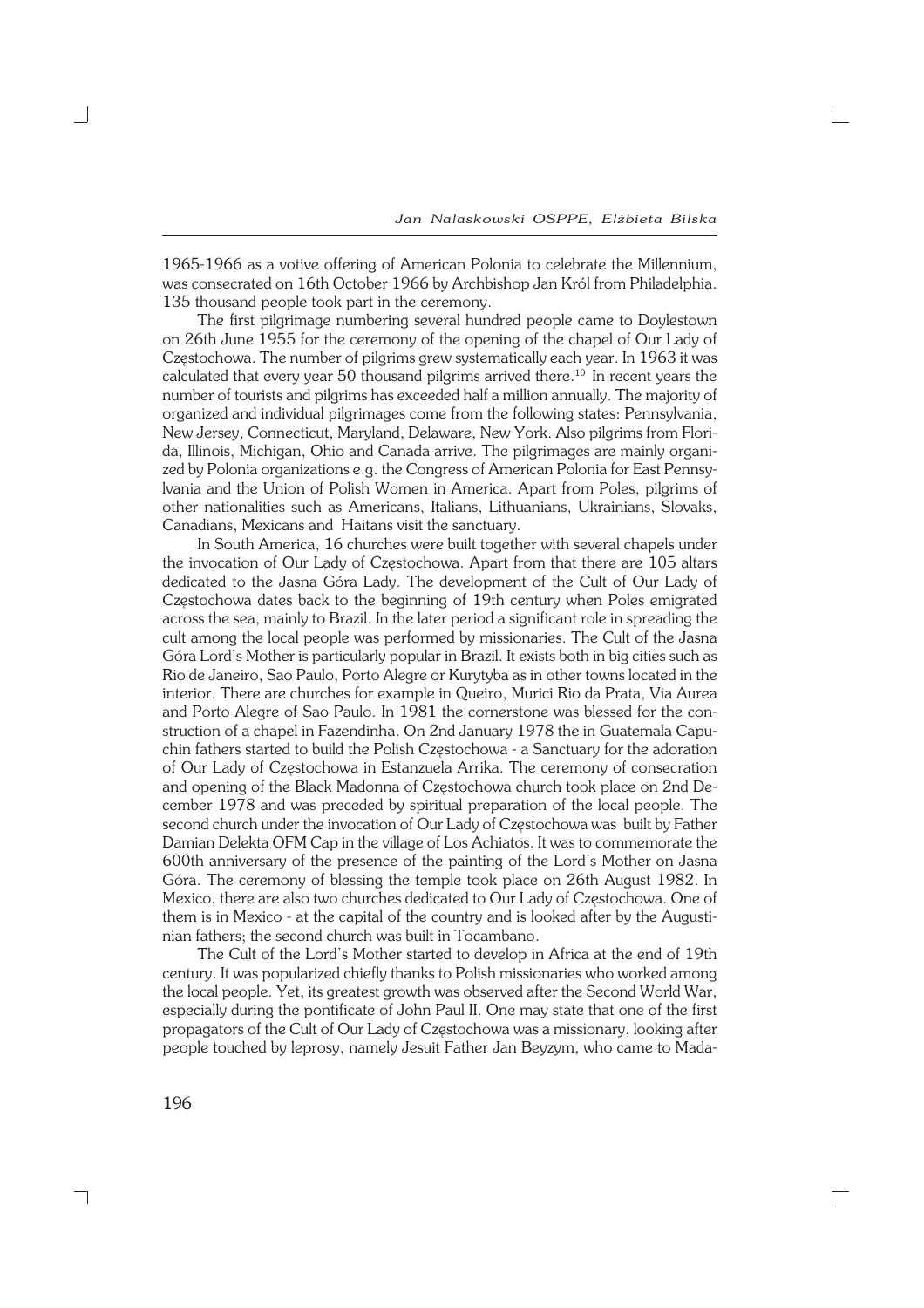1965-1966 as a votive offering of American Polonia to celebrate the Millennium, was consecrated on 16th October 1966 by Archbishop Jan Król from Philadelphia. 135 thousand people took part in the ceremony.

The first pilgrimage numbering several hundred people came to Doylestown on 26th June 1955 for the ceremony of the opening of the chapel of Our Lady of Częstochowa. The number of pilgrims grew systematically each year. In 1963 it was calculated that every year 50 thousand pilgrims arrived there.[10] In recent years the number of tourists and pilgrims has exceeded half a million annually. The majority of organized and individual pilgrimages come from the following states: Pennsylvania, New Jersey, Connecticut, Maryland, Delaware, New York. Also pilgrims from Florida, Illinois, Michigan, Ohio and Canada arrive. The pilgrimages are mainly organized by Polonia organizations e.g. the Congress of American Polonia for East Pennsylvania and the Union of Polish Women in America. Apart from Poles, pilgrims of other nationalities such as Americans, Italians, Lithuanians, Ukrainians, Slovaks, Canadians, Mexicans and Haitans visit the sanctuary.

In South America, 16 churches were built together with several chapels under the invocation of Our Lady of Częstochowa. Apart from that there are 105 altars dedicated to the Jasna Góra Lady. The development of the Cult of Our Lady of Częstochowa dates back to the beginning of 19th century when Poles emigrated across the sea, mainly to Brazil. In the later period a significant role in spreading the cult among the local people was performed by missionaries. The Cult of the Jasna Góra Lord's Mother is particularly popular in Brazil. It exists both in big cities such as Rio de Janeiro, Sao Paulo, Porto Alegre or Kurytyba as in other towns located in the interior. There are churches for example in Queiro, Murici Rio da Prata, Via Aurea and Porto Alegre of Sao Paulo. In 1981 the cornerstone was blessed for the construction of a chapel in Fazendinha. On 2nd January 1978 the in Guatemala Capuchin fathers started to build the Polish Częstochowa - a Sanctuary for the adoration of Our Lady of Częstochowa in Estanzuela Arrika. The ceremony of consecration and opening of the Black Madonna of Częstochowa church took place on 2nd December 1978 and was preceded by spiritual preparation of the local people. The second church under the invocation of Our Lady of Częstochowa was built by Father Damian Delekta OFM Cap in the village of Los Achiatos. It was to commemorate the 600th anniversary of the presence of the painting of the Lord's Mother on Jasna Góra. The ceremony of blessing the temple took place on 26th August 1982. In Mexico, there are also two churches dedicated to Our Lady of Częstochowa. One of them is in Mexico - at the capital of the country and is looked after by the Augustinian fathers; the second church was built in Tocambano.

The Cult of the Lord's Mother started to develop in Africa at the end of 19th century. It was popularized chiefly thanks to Polish missionaries who worked among the local people. Yet, its greatest growth was observed after the Second World War, especially during the pontificate of John Paul II. One may state that one of the first propagators of the Cult of Our Lady of Częstochowa was a missionary, looking after people touched by leprosy, namely Jesuit Father Jan Beyzym, who came to Mada-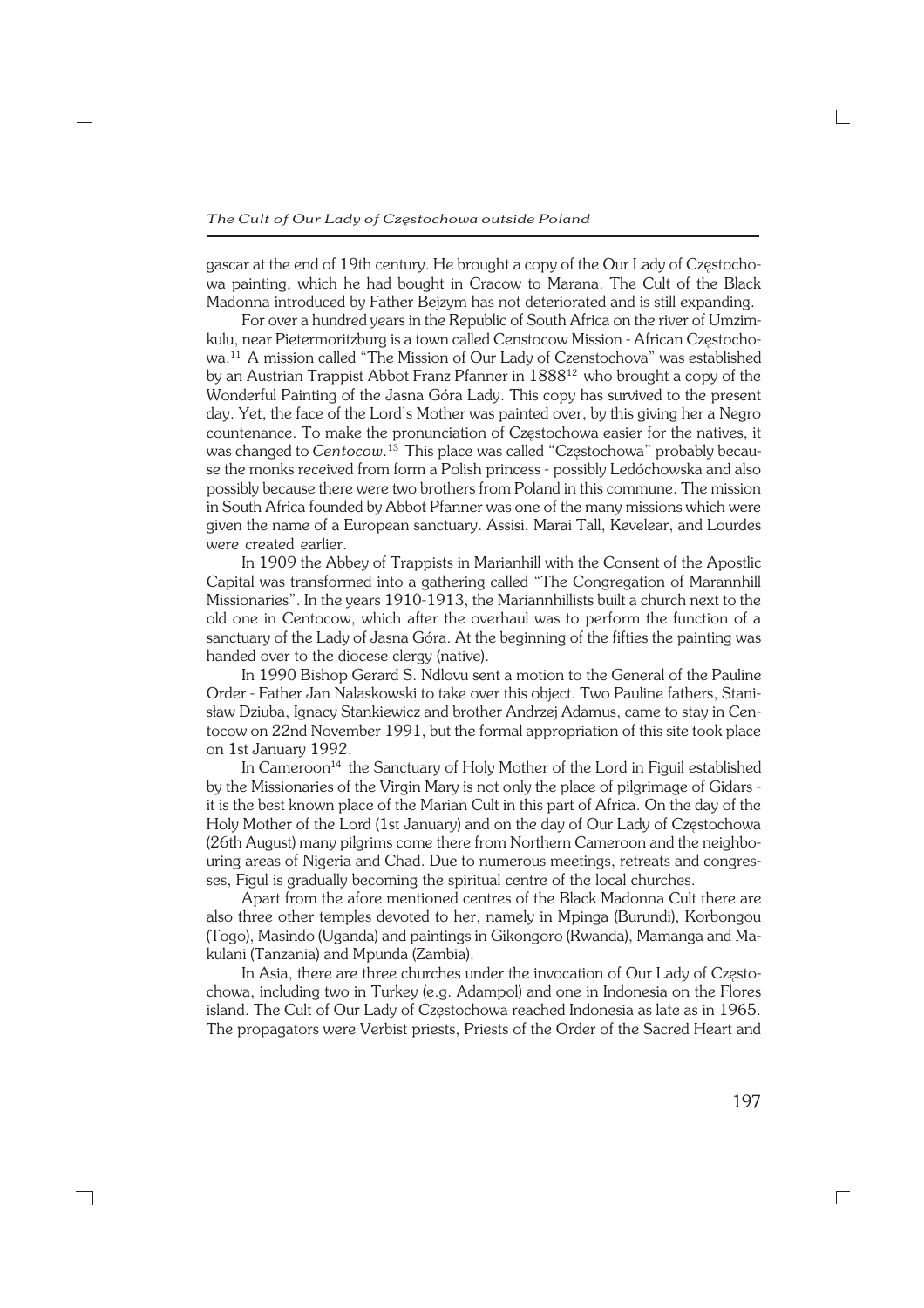gascar at the end of 19th century. He brought a copy of the Our Lady of Częstochowa painting, which he had bought in Cracow to Marana. The Cult of the Black Madonna introduced by Father Bejzym has not deteriorated and is still expanding.

For over a hundred years in the Republic of South Africa on the river of Umzimkulu, near Pietermoritzburg is a town called Censtocow Mission - African Częstochowa.[11] A mission called "The Mission of Our Lady of Czenstochova" was established by an Austrian Trappist Abbot Franz Pfanner in 1888[12] who brought a copy of the Wonderful Painting of the Jasna Góra Lady. This copy has survived to the present day. Yet, the face of the Lord's Mother was painted over, by this giving her a Negro countenance. To make the pronunciation of Częstochowa easier for the natives, it was changed to *Centocow*.[13] This place was called "Częstochowa" probably because the monks received from form a Polish princess - possibly Ledóchowska and also possibly because there were two brothers from Poland in this commune. The mission in South Africa founded by Abbot Pfanner was one of the many missions which were given the name of a European sanctuary. Assisi, Marai Tall, Kevelear, and Lourdes were created earlier.

In 1909 the Abbey of Trappists in Marianhill with the Consent of the Apostlic Capital was transformed into a gathering called "The Congregation of Marannhill Missionaries". In the years 1910-1913, the Mariannhillists built a church next to the old one in Centocow, which after the overhaul was to perform the function of a sanctuary of the Lady of Jasna Góra. At the beginning of the fifties the painting was handed over to the diocese clergy (native).

In 1990 Bishop Gerard S. Ndlovu sent a motion to the General of the Pauline Order - Father Jan Nalaskowski to take over this object. Two Pauline fathers, Stanisław Dziuba, Ignacy Stankiewicz and brother Andrzej Adamus, came to stay in Centocow on 22nd November 1991, but the formal appropriation of this site took place on 1st January 1992.

In Cameroon[14] the Sanctuary of Holy Mother of the Lord in Figuil established by the Missionaries of the Virgin Mary is not only the place of pilgrimage of Gidars - it is the best known place of the Marian Cult in this part of Africa. On the day of the Holy Mother of the Lord (1st January) and on the day of Our Lady of Częstochowa (26th August) many pilgrims come there from Northern Cameroon and the neighbouring areas of Nigeria and Chad. Due to numerous meetings, retreats and congresses, Figul is gradually becoming the spiritual centre of the local churches.

Apart from the afore mentioned centres of the Black Madonna Cult there are also three other temples devoted to her, namely in Mpinga (Burundi), Korbongou (Togo), Masindo (Uganda) and paintings in Gikongoro (Rwanda), Mamanga and Makulani (Tanzania) and Mpunda (Zambia).

In Asia, there are three churches under the invocation of Our Lady of Częstochowa, including two in Turkey (e.g. Adampol) and one in Indonesia on the Flores island. The Cult of Our Lady of Częstochowa reached Indonesia as late as in 1965. The propagators were Verbist priests, Priests of the Order of the Sacred Heart and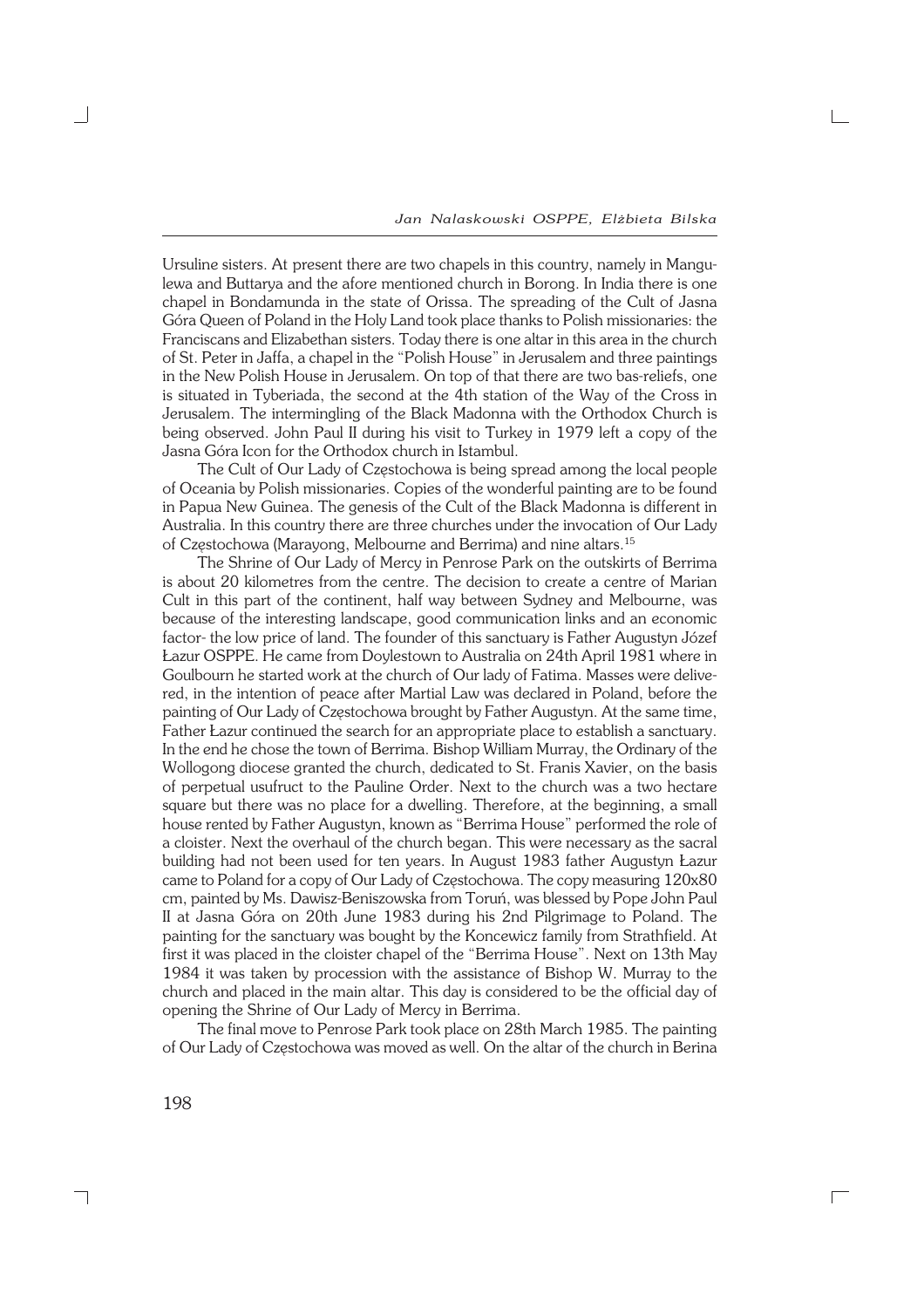Ursuline sisters. At present there are two chapels in this country, namely in Mangulewa and Buttarya and the afore mentioned church in Borong. In India there is one chapel in Bondamunda in the state of Orissa. The spreading of the Cult of Jasna Góra Queen of Poland in the Holy Land took place thanks to Polish missionaries: the Franciscans and Elizabethan sisters. Today there is one altar in this area in the church of St. Peter in Jaffa, a chapel in the "Polish House" in Jerusalem and three paintings in the New Polish House in Jerusalem. On top of that there are two bas-reliefs, one is situated in Tyberiada, the second at the 4th station of the Way of the Cross in Jerusalem. The intermingling of the Black Madonna with the Orthodox Church is being observed. John Paul II during his visit to Turkey in 1979 left a copy of the Jasna Góra Icon for the Orthodox church in Istambul.

The Cult of Our Lady of Częstochowa is being spread among the local people of Oceania by Polish missionaries. Copies of the wonderful painting are to be found in Papua New Guinea. The genesis of the Cult of the Black Madonna is different in Australia. In this country there are three churches under the invocation of Our Lady of Częstochowa (Marayong, Melbourne and Berrima) and nine altars.[15]

The Shrine of Our Lady of Mercy in Penrose Park on the outskirts of Berrima is about 20 kilometres from the centre. The decision to create a centre of Marian Cult in this part of the continent, half way between Sydney and Melbourne, was because of the interesting landscape, good communication links and an economic factor- the low price of land. The founder of this sanctuary is Father Augustyn Józef Łazur OSPPE. He came from Doylestown to Australia on 24th April 1981 where in Goulbourn he started work at the church of Our lady of Fatima. Masses were delivered, in the intention of peace after Martial Law was declared in Poland, before the painting of Our Lady of Częstochowa brought by Father Augustyn. At the same time, Father Łazur continued the search for an appropriate place to establish a sanctuary. In the end he chose the town of Berrima. Bishop William Murray, the Ordinary of the Wollogong diocese granted the church, dedicated to St. Franis Xavier, on the basis of perpetual usufruct to the Pauline Order. Next to the church was a two hectare square but there was no place for a dwelling. Therefore, at the beginning, a small house rented by Father Augustyn, known as "Berrima House" performed the role of a cloister. Next the overhaul of the church began. This were necessary as the sacral building had not been used for ten years. In August 1983 father Augustyn Łazur came to Poland for a copy of Our Lady of Częstochowa. The copy measuring 120x80 cm, painted by Ms. Dawisz-Beniszowska from Toruń, was blessed by Pope John Paul II at Jasna Góra on 20th June 1983 during his 2nd Pilgrimage to Poland. The painting for the sanctuary was bought by the Koncewicz family from Strathfield. At first it was placed in the cloister chapel of the "Berrima House". Next on 13th May 1984 it was taken by procession with the assistance of Bishop W. Murray to the church and placed in the main altar. This day is considered to be the official day of opening the Shrine of Our Lady of Mercy in Berrima.

The final move to Penrose Park took place on 28th March 1985. The painting of Our Lady of Częstochowa was moved as well. On the altar of the church in Berina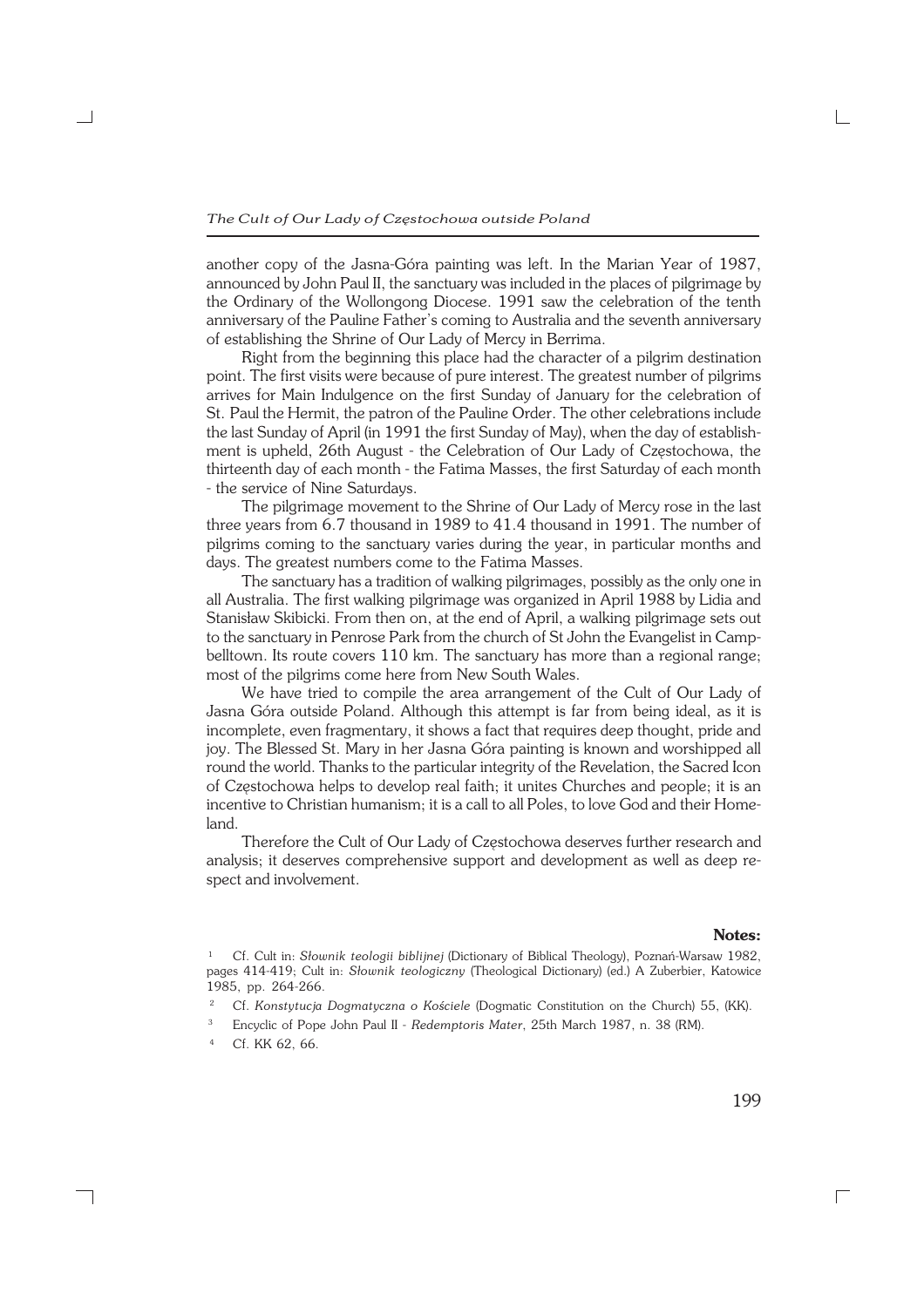another copy of the Jasna-Góra painting was left. In the Marian Year of 1987, announced by John Paul II, the sanctuary was included in the places of pilgrimage by the Ordinary of the Wollongong Diocese. 1991 saw the celebration of the tenth anniversary of the Pauline Father's coming to Australia and the seventh anniversary of establishing the Shrine of Our Lady of Mercy in Berrima.

Right from the beginning this place had the character of a pilgrim destination point. The first visits were because of pure interest. The greatest number of pilgrims arrives for Main Indulgence on the first Sunday of January for the celebration of St. Paul the Hermit, the patron of the Pauline Order. The other celebrations include the last Sunday of April (in 1991 the first Sunday of May), when the day of establishment is upheld, 26th August - the Celebration of Our Lady of Częstochowa, the thirteenth day of each month - the Fatima Masses, the first Saturday of each month - the service of Nine Saturdays.

The pilgrimage movement to the Shrine of Our Lady of Mercy rose in the last three years from 6.7 thousand in 1989 to 41.4 thousand in 1991. The number of pilgrims coming to the sanctuary varies during the year, in particular months and days. The greatest numbers come to the Fatima Masses.

The sanctuary has a tradition of walking pilgrimages, possibly as the only one in all Australia. The first walking pilgrimage was organized in April 1988 by Lidia and Stanisław Skibicki. From then on, at the end of April, a walking pilgrimage sets out to the sanctuary in Penrose Park from the church of St John the Evangelist in Campbelltown. Its route covers 110 km. The sanctuary has more than a regional range; most of the pilgrims come here from New South Wales.

We have tried to compile the area arrangement of the Cult of Our Lady of Jasna Góra outside Poland. Although this attempt is far from being ideal, as it is incomplete, even fragmentary, it shows a fact that requires deep thought, pride and joy. The Blessed St. Mary in her Jasna Góra painting is known and worshipped all round the world. Thanks to the particular integrity of the Revelation, the Sacred Icon of Częstochowa helps to develop real faith; it unites Churches and people; it is an incentive to Christian humanism; it is a call to all Poles, to love God and their Homeland.

Therefore the Cult of Our Lady of Częstochowa deserves further research and analysis; it deserves comprehensive support and development as well as deep respect and involvement.

**Notes:**

1. Cf. Cult in: *Słownik teologii biblijnej* (Dictionary of Biblical Theology), Poznań-Warsaw 1982, pages 414-419; Cult in: *Słownik teologiczny* (Theological Dictionary) (ed.) A Zuberbier, Katowice 1985, pp. 264-266.
2. Cf. *Konstytucja Dogmatyczna o Kościele* (Dogmatic Constitution on the Church) 55, (KK).
3. Encyclic of Pope John Paul II - *Redemptoris Mater*, 25th March 1987, n. 38 (RM).
4. Cf. KK 62, 66.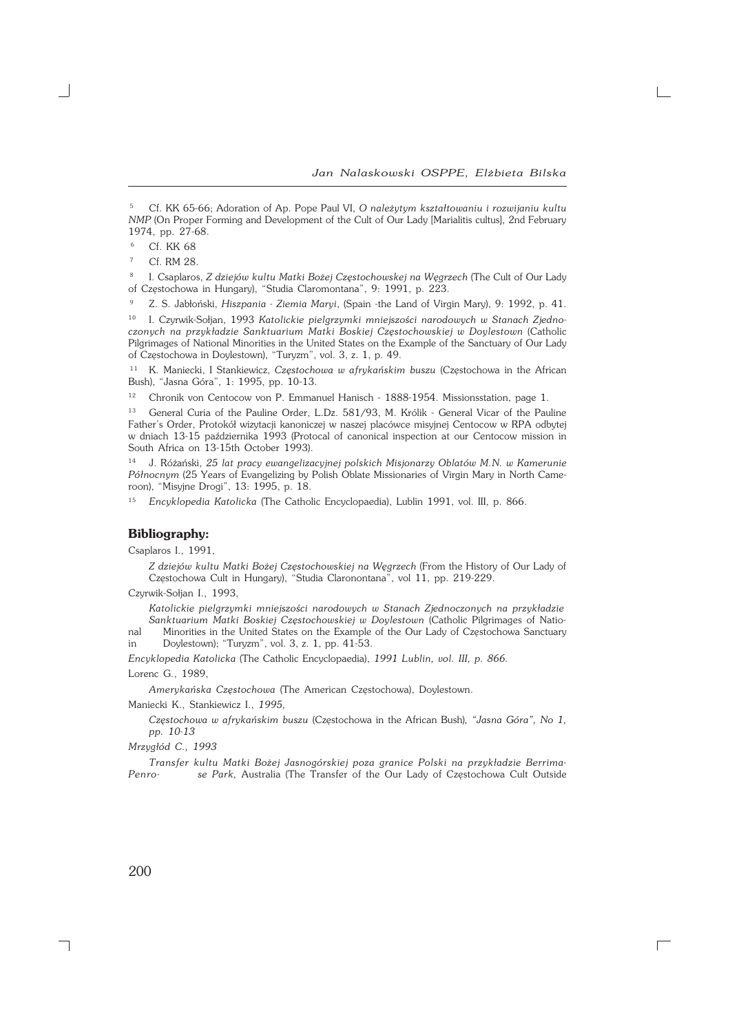[5] Cf. KK 65-66; Adoration of Ap. Pope Paul VI, *O należytym kształtowaniu i rozwijaniu kultu NMP* (On Proper Forming and Development of the Cult of Our Lady [Marialitis cultus], 2nd February 1974, pp. 27-68.

[6] Cf. KK 68

[7] Cf. RM 28.

[8] I. Csaplaros, *Z dziejów kultu Matki Bożej Częstochowskej na Węgrzech* (The Cult of Our Lady of Częstochowa in Hungary), "Studia Claromontana", 9: 1991, p. 223.

[9] Z. S. Jabłoński, *Hiszpania - Ziemia Maryi*, (Spain -the Land of Virgin Mary), 9: 1992, p. 41.

[10] I. Czyrwik-Sołjan, 1993 *Katolickie pielgrzymki mniejszości narodowych w Stanach Zjednoczonych na przykładzie Sanktuarium Matki Boskiej Częstochowskiej w Doylestown* (Catholic Pilgrimages of National Minorities in the United States on the Example of the Sanctuary of Our Lady of Częstochowa in Doylestown), "Turyzm", vol. 3, z. 1, p. 49.

[11] K. Maniecki, I Stankiewicz, *Częstochowa w afrykańskim buszu* (Częstochowa in the African Bush), "Jasna Góra", 1: 1995, pp. 10-13.

[12] Chronik von Centocow von P. Emmanuel Hanisch - 1888-1954. Missionsstation, page 1.

[13] General Curia of the Pauline Order, L.Dz. 581/93, M. Królik - General Vicar of the Pauline Father's Order, Protokół wizytacji kanonicznej w naszej placówce misyjnej Centocow w RPA odbytej w dniach 13-15 października 1993 (Protocal of canonical inspection at our Centocow mission in South Africa on 13-15th October 1993).

[14] J. Różański, *25 lat pracy ewangelizacyjnej polskich Misjonarzy Oblatów M.N. w Kamerunie Północnym* (25 Years of Evangelizing by Polish Oblate Missionaries of Virgin Mary in North Cameroon), "Misyjne Drogi", 13: 1995, p. 18.

[15] *Encyklopedia Katolicka* (The Catholic Encyclopaedia), Lublin 1991, vol. III, p. 866.

## Bibliography:

Csaplaros I., 1991,

*Z dziejów kultu Matki Bożej Częstochowskiej na Węgrzech* (From the History of Our Lady of Częstochowa Cult in Hungary), "Studia Claronontana", vol 11, pp. 219-229.

Czyrwik-Sołjan I., 1993,

*Katolickie pielgrzymki mniejszości narodowych w Stanach Zjednoczonych na przykładzie Sanktuarium Matki Boskiej Częstochowskiej w Doylestown* (Catholic Pilgrimages of National Minorities in the United States on the Example of the Our Lady of Częstochowa Sanctuary in Doylestown); "Turyzm", vol. 3, z. 1, pp. 41-53.

*Encyklopedia Katolicka* (The Catholic Encyclopaedia), *1991 Lublin, vol. III, p. 866.*

Lorenc G., 1989,

*Amerykańska Częstochowa* (The American Częstochowa), Doylestown.

Maniecki K., Stankiewicz I., *1995,*

*Częstochowa w afrykańskim buszu* (Częstochowa in the African Bush)*, "Jasna Góra", No 1, pp. 10-13*

*Mrzygłód C., 1993*

*Transfer kultu Matki Bożej Jasnogórskiej poza granice Polski na przykładzie Berrima-Penrose Park,* Australia (The Transfer of the Our Lady of Częstochowa Cult Outside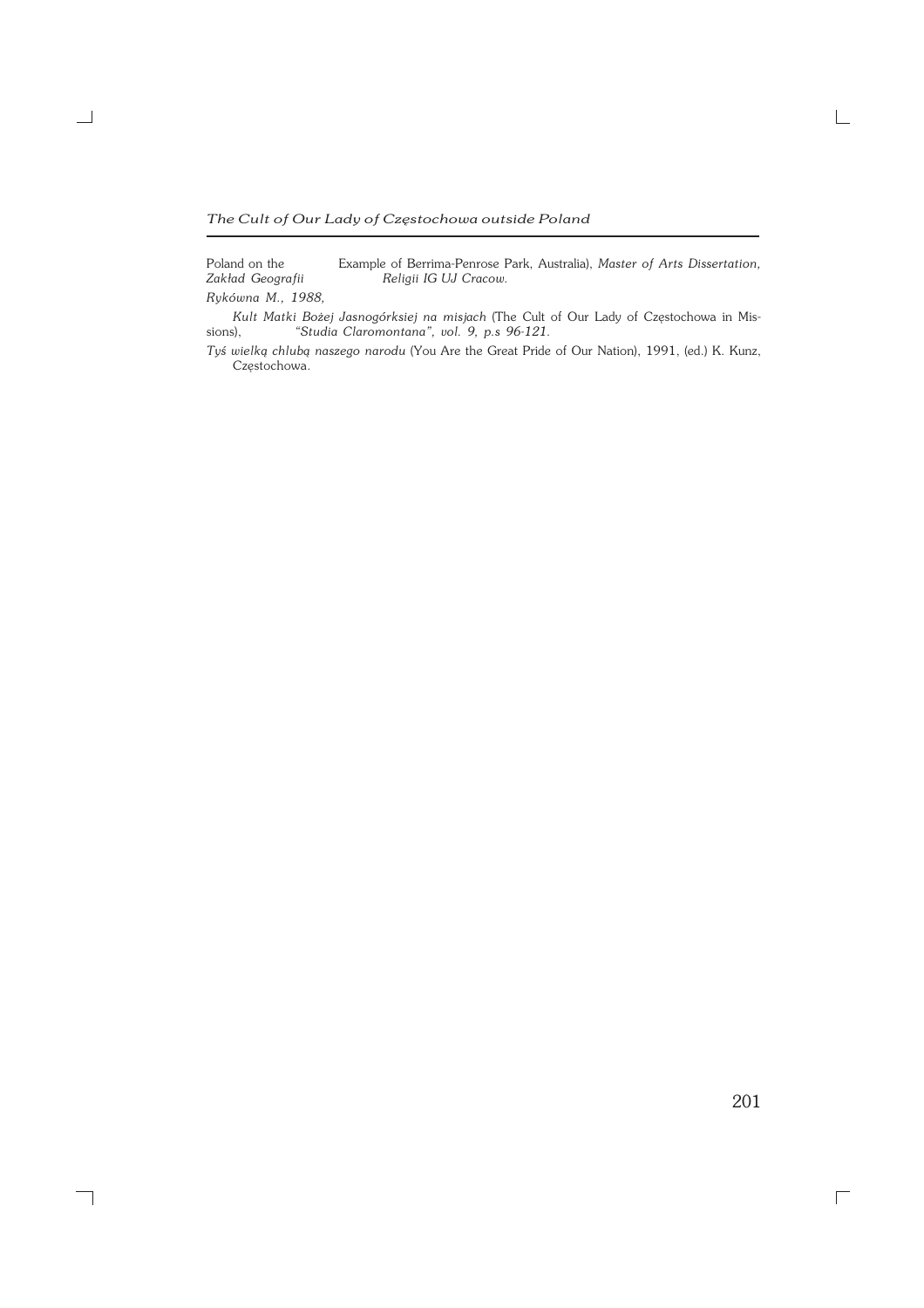Poland on the Example of Berrima-Penrose Park, Australia), *Master of Arts Dissertation, Zakład Geografii Religii IG UJ Cracow.*

*Rykówna M., 1988,*

*Kult Matki Bożej Jasnogórksiej na misjach* (The Cult of Our Lady of Częstochowa in Missions), *"Studia Claromontana", vol. 9, p.s 96-121.*

*Tyś wielką chlubą naszego narodu* (You Are the Great Pride of Our Nation), 1991, (ed.) K. Kunz, Częstochowa.